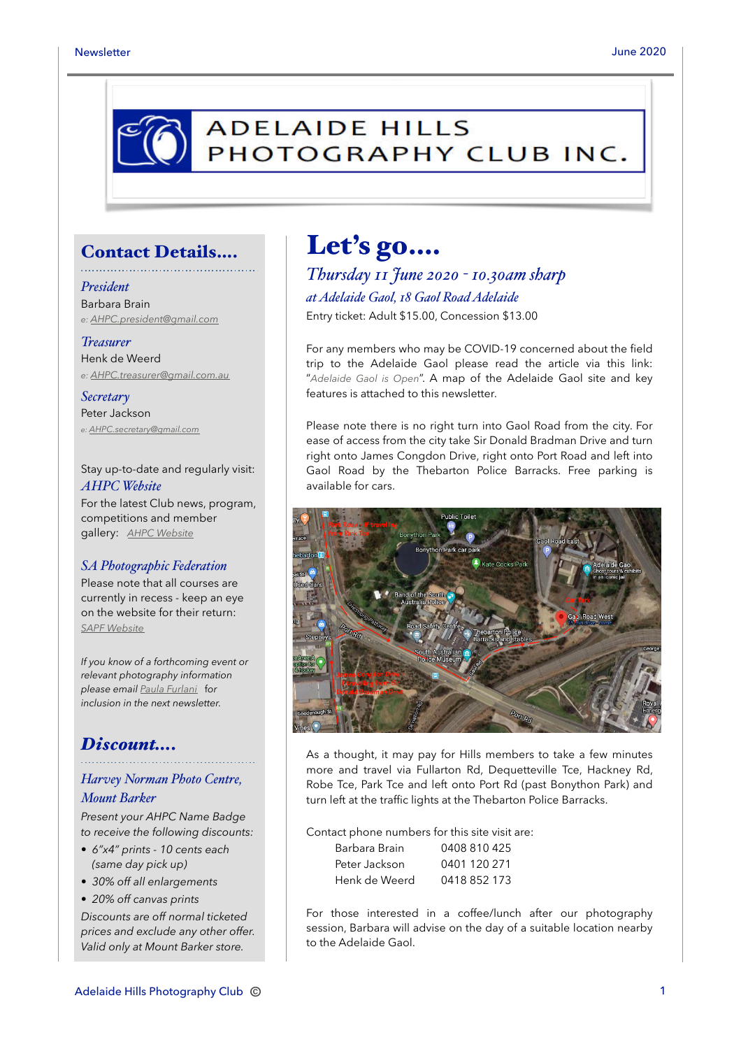# ADELAIDE HILLS PHOTOGRAPHY CLUB INC.

## Contact Details....

*President*
Barbara Brain
e: AHPC.president@gmail.com

*Treasurer*
Henk de Weerd
e: AHPC.treasurer@gmail.com.au

*Secretary*
Peter Jackson
e: AHPC.secretary@gmail.com

Stay up-to-date and regularly visit:
*AHPC Website*
For the latest Club news, program, competitions and member gallery: AHPC Website

*SA Photographic Federation*
Please note that all courses are currently in recess - keep an eye on the website for their return: SAPF Website

*If you know of a forthcoming event or relevant photography information please email Paula Furlani for inclusion in the next newsletter.*

## Discount....

*Harvey Norman Photo Centre, Mount Barker*

*Present your AHPC Name Badge to receive the following discounts:*

- *6"x4" prints - 10 cents each (same day pick up)*
- *30% off all enlargements*
- *20% off canvas prints*

*Discounts are off normal ticketed prices and exclude any other offer. Valid only at Mount Barker store.*

## Let's go....

### *Thursday 11 June 2020 - 10.30am sharp*

*at Adelaide Gaol, 18 Gaol Road Adelaide*

Entry ticket: Adult $15.00, Concession $13.00

For any members who may be COVID-19 concerned about the field trip to the Adelaide Gaol please read the article via this link: "*Adelaide Gaol is Open*". A map of the Adelaide Gaol site and key features is attached to this newsletter.

Please note there is no right turn into Gaol Road from the city. For ease of access from the city take Sir Donald Bradman Drive and turn right onto James Congdon Drive, right onto Port Road and left into Gaol Road by the Thebarton Police Barracks. Free parking is available for cars.

As a thought, it may pay for Hills members to take a few minutes more and travel via Fullarton Rd, Dequetteville Tce, Hackney Rd, Robe Tce, Park Tce and left onto Port Rd (past Bonython Park) and turn left at the traffic lights at the Thebarton Police Barracks.

Contact phone numbers for this site visit are:

| | |
|---|---|
| Barbara Brain | 0408 810 425 |
| Peter Jackson | 0401 120 271 |
| Henk de Weerd | 0418 852 173 |

For those interested in a coffee/lunch after our photography session, Barbara will advise on the day of a suitable location nearby to the Adelaide Gaol.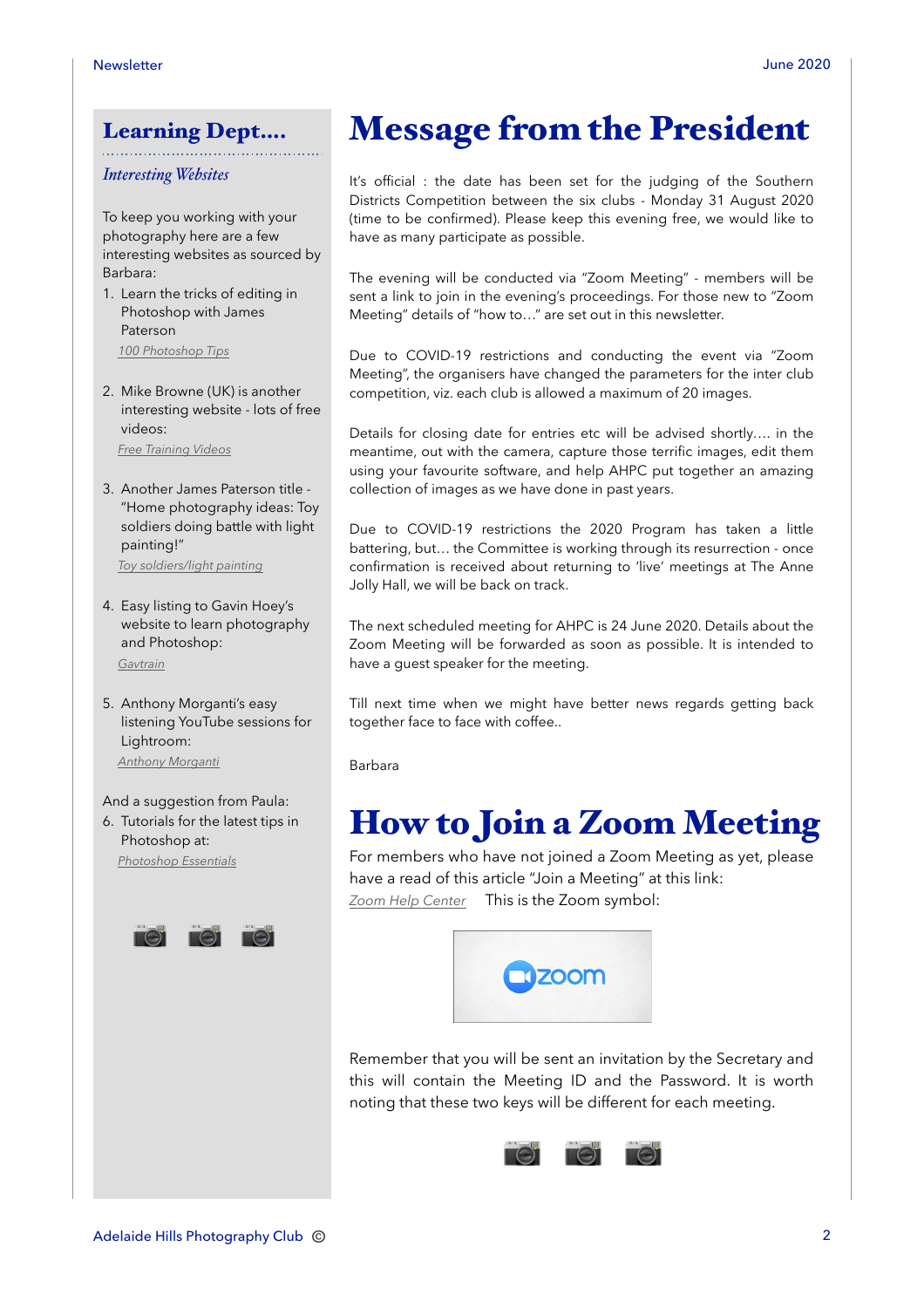## Learning Dept....

*Interesting Websites*

To keep you working with your photography here are a few interesting websites as sourced by Barbara:

1. Learn the tricks of editing in Photoshop with James Paterson
   *100 Photoshop Tips*
2. Mike Browne (UK) is another interesting website - lots of free videos:
   *Free Training Videos*
3. Another James Paterson title - "Home photography ideas: Toy soldiers doing battle with light painting!"
   *Toy soldiers/light painting*
4. Easy listing to Gavin Hoey's website to learn photography and Photoshop:
   *Gavtrain*
5. Anthony Morganti's easy listening YouTube sessions for Lightroom:
   *Anthony Morganti*

And a suggestion from Paula:

6. Tutorials for the latest tips in Photoshop at:
   *Photoshop Essentials*

# Message from the President

It's official : the date has been set for the judging of the Southern Districts Competition between the six clubs - Monday 31 August 2020 (time to be confirmed). Please keep this evening free, we would like to have as many participate as possible.

The evening will be conducted via "Zoom Meeting" - members will be sent a link to join in the evening's proceedings. For those new to "Zoom Meeting" details of "how to…" are set out in this newsletter.

Due to COVID-19 restrictions and conducting the event via "Zoom Meeting", the organisers have changed the parameters for the inter club competition, viz. each club is allowed a maximum of 20 images.

Details for closing date for entries etc will be advised shortly…. in the meantime, out with the camera, capture those terrific images, edit them using your favourite software, and help AHPC put together an amazing collection of images as we have done in past years.

Due to COVID-19 restrictions the 2020 Program has taken a little battering, but… the Committee is working through its resurrection - once confirmation is received about returning to 'live' meetings at The Anne Jolly Hall, we will be back on track.

The next scheduled meeting for AHPC is 24 June 2020. Details about the Zoom Meeting will be forwarded as soon as possible. It is intended to have a guest speaker for the meeting.

Till next time when we might have better news regards getting back together face to face with coffee..

Barbara

# How to Join a Zoom Meeting

For members who have not joined a Zoom Meeting as yet, please have a read of this article "Join a Meeting" at this link: *Zoom Help Center* This is the Zoom symbol:

Remember that you will be sent an invitation by the Secretary and this will contain the Meeting ID and the Password. It is worth noting that these two keys will be different for each meeting.